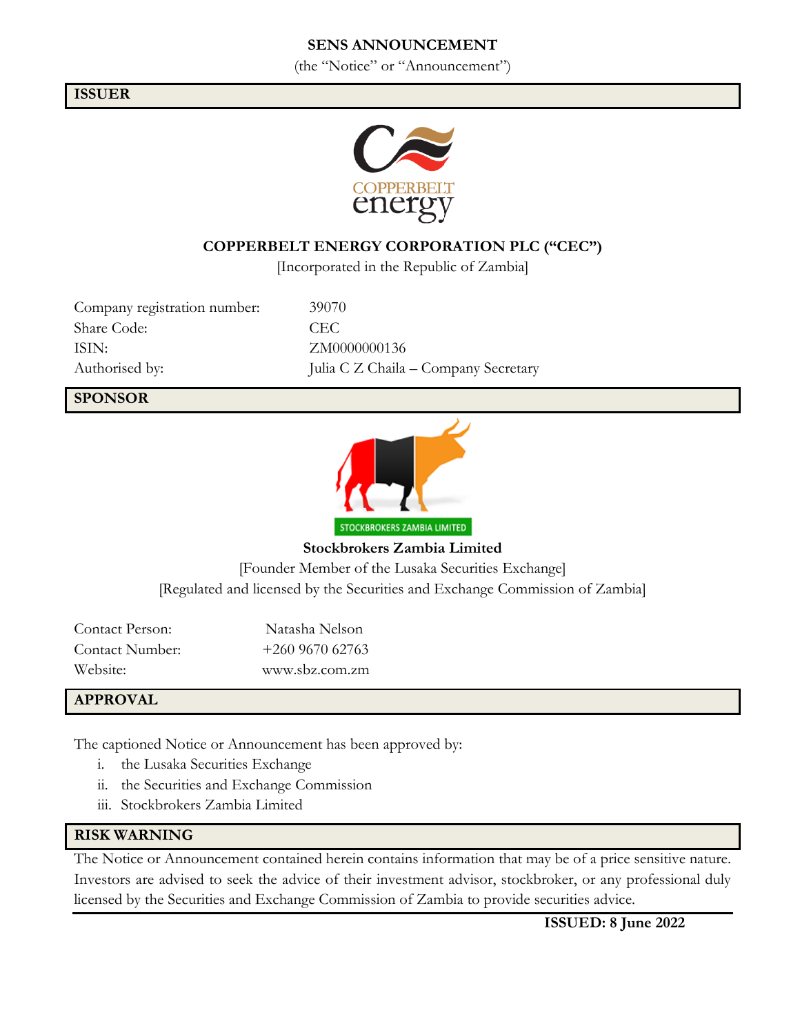**SENS ANNOUNCEMENT**

(the "Notice" or "Announcement")

## ISSUER

COPPERBELT energy

**COPPERBELT ENERGY CORPORATION PLC ("CEC")**

[Incorporated in the Republic of Zambia]

| | |
|---|---|
| Company registration number: | 39070 |
| Share Code: | CEC |
| ISIN: | ZM0000000136 |
| Authorised by: | Julia C Z Chaila – Company Secretary |

## SPONSOR

STOCKBROKERS ZAMBIA LIMITED

**Stockbrokers Zambia Limited**

[Founder Member of the Lusaka Securities Exchange]

[Regulated and licensed by the Securities and Exchange Commission of Zambia]

| | |
|---|---|
| Contact Person: | Natasha Nelson |
| Contact Number: | +260 9670 62763 |
| Website: | www.sbz.com.zm |

## APPROVAL

The captioned Notice or Announcement has been approved by:

i. the Lusaka Securities Exchange
ii. the Securities and Exchange Commission
iii. Stockbrokers Zambia Limited

## RISK WARNING

The Notice or Announcement contained herein contains information that may be of a price sensitive nature. Investors are advised to seek the advice of their investment advisor, stockbroker, or any professional duly licensed by the Securities and Exchange Commission of Zambia to provide securities advice.

**ISSUED: 8 June 2022**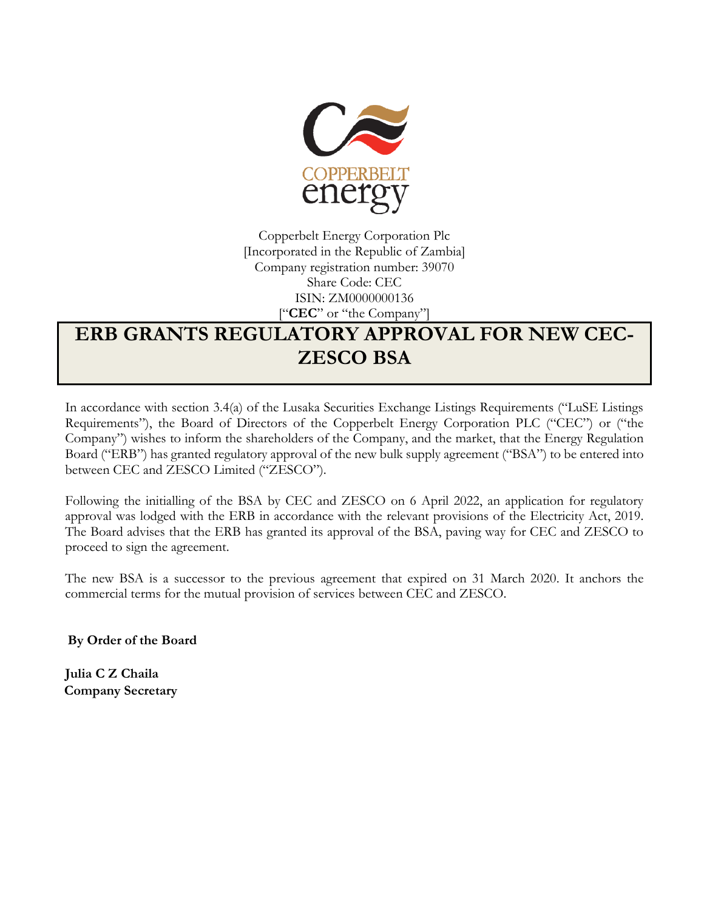Copperbelt Energy Corporation Plc
[Incorporated in the Republic of Zambia]
Company registration number: 39070
Share Code: CEC
ISIN: ZM0000000136
["**CEC**" or "the Company"]

# ERB GRANTS REGULATORY APPROVAL FOR NEW CEC-ZESCO BSA

In accordance with section 3.4(a) of the Lusaka Securities Exchange Listings Requirements ("LuSE Listings Requirements"), the Board of Directors of the Copperbelt Energy Corporation PLC ("CEC") or ("the Company") wishes to inform the shareholders of the Company, and the market, that the Energy Regulation Board ("ERB") has granted regulatory approval of the new bulk supply agreement ("BSA") to be entered into between CEC and ZESCO Limited ("ZESCO").

Following the initialling of the BSA by CEC and ZESCO on 6 April 2022, an application for regulatory approval was lodged with the ERB in accordance with the relevant provisions of the Electricity Act, 2019. The Board advises that the ERB has granted its approval of the BSA, paving way for CEC and ZESCO to proceed to sign the agreement.

The new BSA is a successor to the previous agreement that expired on 31 March 2020. It anchors the commercial terms for the mutual provision of services between CEC and ZESCO.

**By Order of the Board**

**Julia C Z Chaila**
**Company Secretary**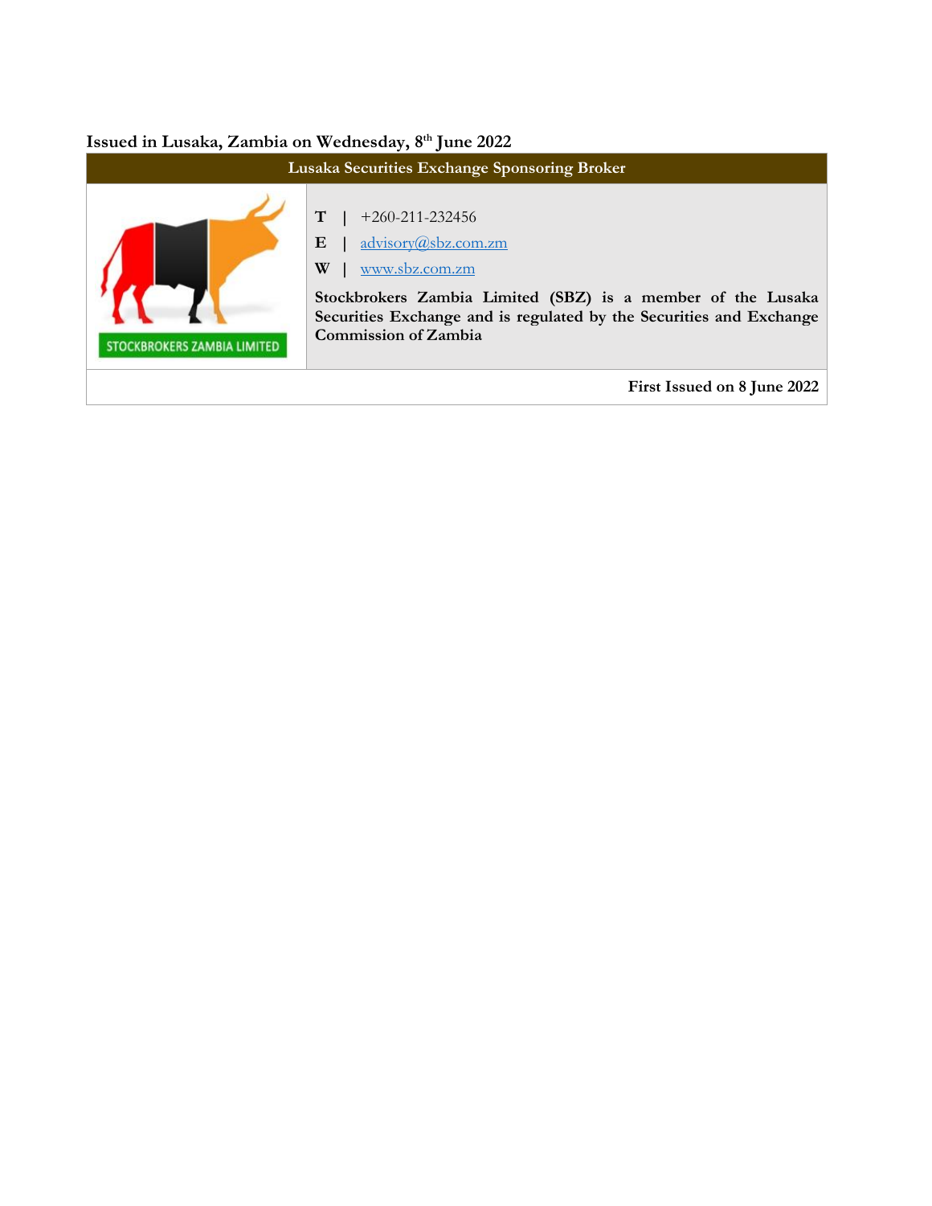**Issued in Lusaka, Zambia on Wednesday, 8th June 2022**

| Lusaka Securities Exchange Sponsoring Broker | |
|---|---|
| STOCKBROKERS ZAMBIA LIMITED | **T** \| +260-211-232456<br>**E** \| advisory@sbz.com.zm<br>**W** \| www.sbz.com.zm<br>**Stockbrokers Zambia Limited (SBZ) is a member of the Lusaka Securities Exchange and is regulated by the Securities and Exchange Commission of Zambia** |
| | **First Issued on 8 June 2022** |